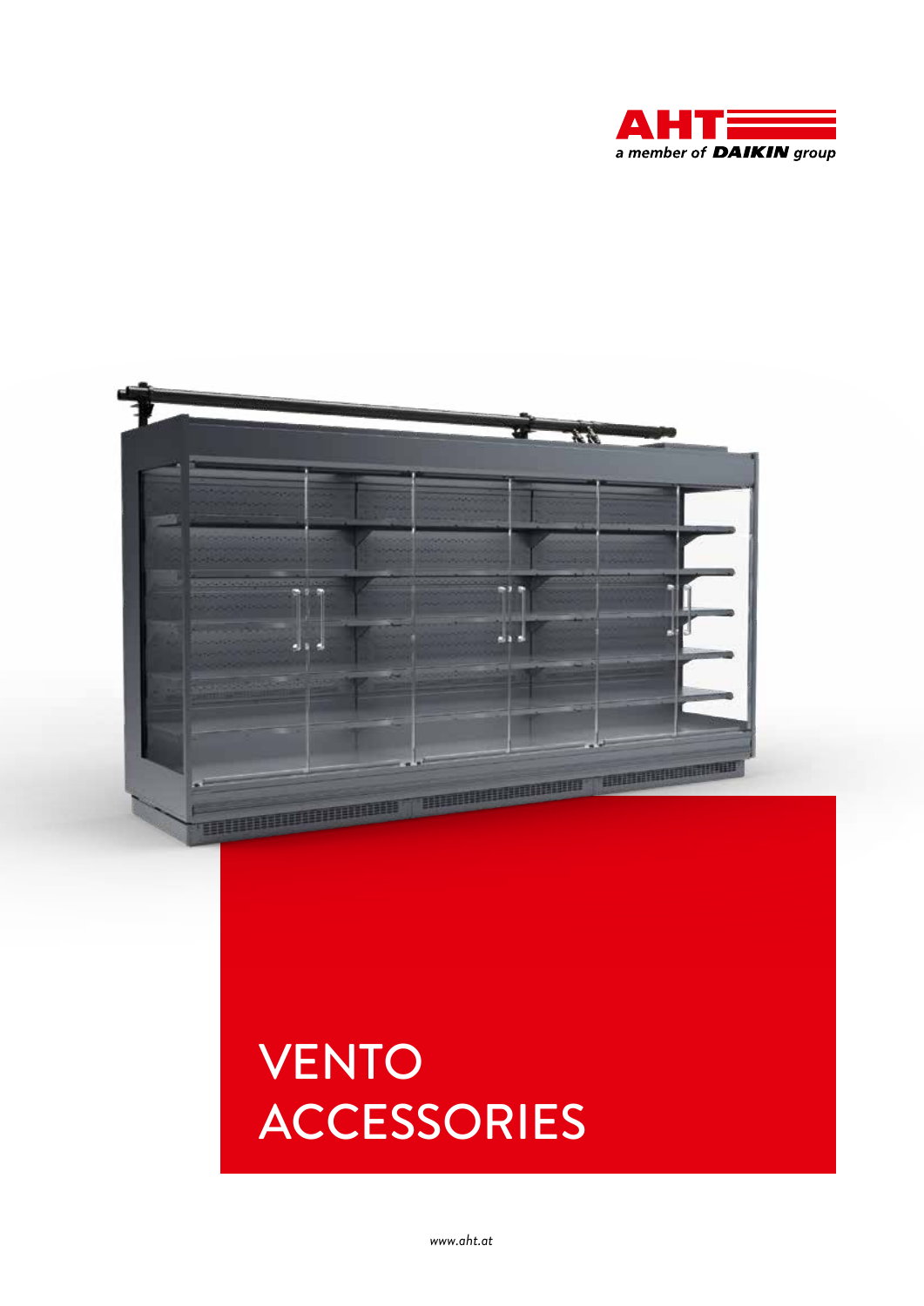AHT
a member of DAIKIN group

# VENTO ACCESSORIES

*www.aht.at*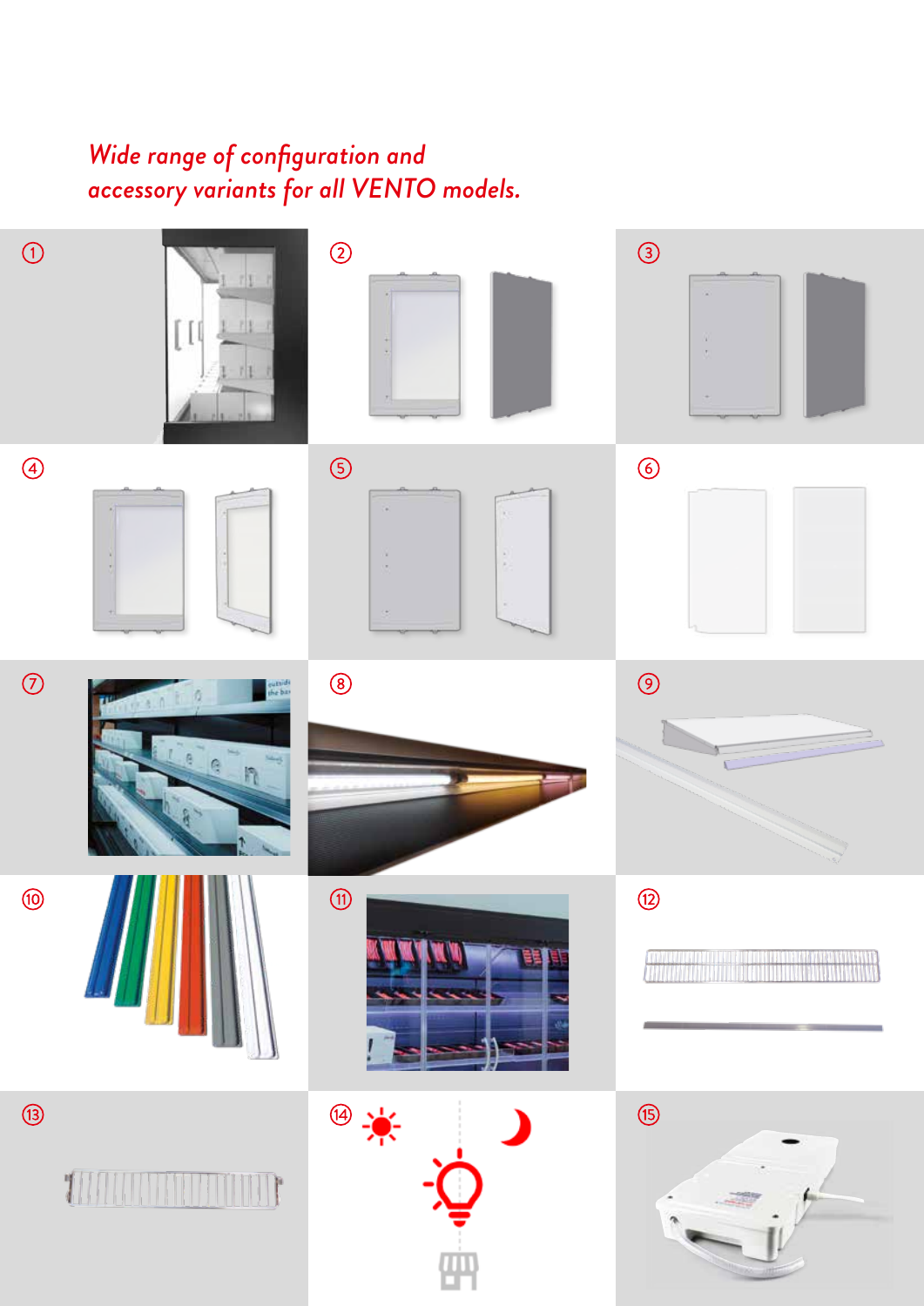*Wide range of configuration and accessory variants for all VENTO models.*

①

②

③

④

⑤

⑥

⑦

⑧

⑨

⑩

⑪

⑫

⑬

⑭

⑮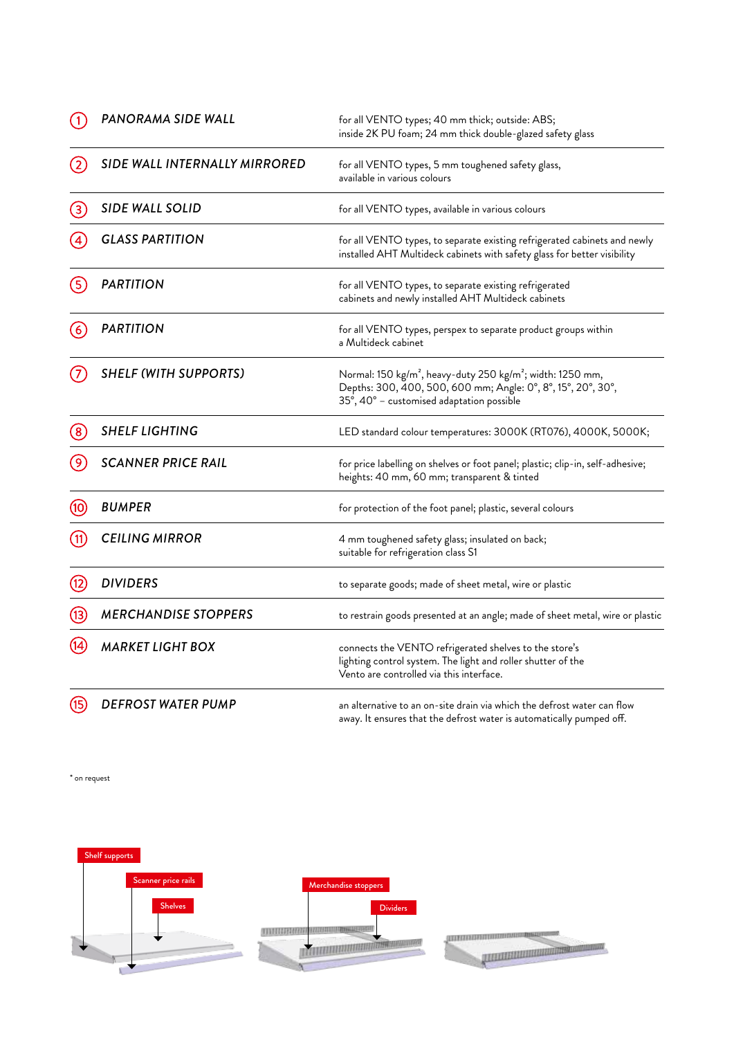| No. | Item | Description |
|---|---|---|
| 1 | *PANORAMA SIDE WALL* | for all VENTO types; 40 mm thick; outside: ABS; inside 2K PU foam; 24 mm thick double-glazed safety glass |
| 2 | *SIDE WALL INTERNALLY MIRRORED* | for all VENTO types, 5 mm toughened safety glass, available in various colours |
| 3 | *SIDE WALL SOLID* | for all VENTO types, available in various colours |
| 4 | *GLASS PARTITION* | for all VENTO types, to separate existing refrigerated cabinets and newly installed AHT Multideck cabinets with safety glass for better visibility |
| 5 | *PARTITION* | for all VENTO types, to separate existing refrigerated cabinets and newly installed AHT Multideck cabinets |
| 6 | *PARTITION* | for all VENTO types, perspex to separate product groups within a Multideck cabinet |
| 7 | *SHELF (WITH SUPPORTS)* | Normal: 150 kg/m², heavy-duty 250 kg/m²; width: 1250 mm, Depths: 300, 400, 500, 600 mm; Angle: 0°, 8°, 15°, 20°, 30°, 35°, 40° – customised adaptation possible |
| 8 | *SHELF LIGHTING* | LED standard colour temperatures: 3000K (RT076), 4000K, 5000K; |
| 9 | *SCANNER PRICE RAIL* | for price labelling on shelves or foot panel; plastic; clip-in, self-adhesive; heights: 40 mm, 60 mm; transparent & tinted |
| 10 | *BUMPER* | for protection of the foot panel; plastic, several colours |
| 11 | *CEILING MIRROR* | 4 mm toughened safety glass; insulated on back; suitable for refrigeration class S1 |
| 12 | *DIVIDERS* | to separate goods; made of sheet metal, wire or plastic |
| 13 | *MERCHANDISE STOPPERS* | to restrain goods presented at an angle; made of sheet metal, wire or plastic |
| 14 | *MARKET LIGHT BOX* | connects the VENTO refrigerated shelves to the store's lighting control system. The light and roller shutter of the Vento are controlled via this interface. |
| 15 | *DEFROST WATER PUMP* | an alternative to an on-site drain via which the defrost water can flow away. It ensures that the defrost water is automatically pumped off. |

* on request

Shelf supports

Scanner price rails

Shelves

Merchandise stoppers

Dividers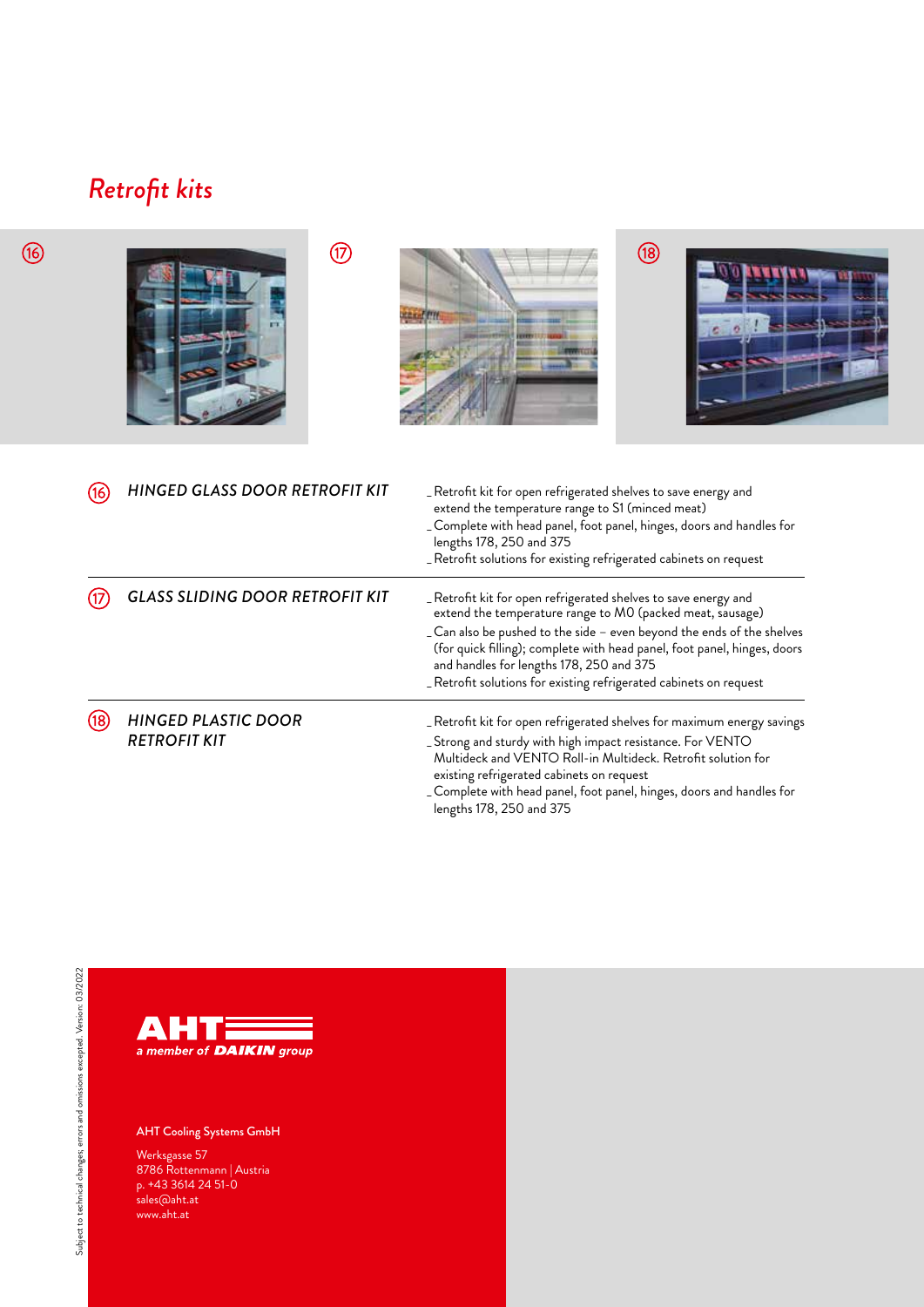## *Retrofit kits*

(16)

(17)

(18)

| | | |
|---|---|---|
| (16) | ***HINGED GLASS DOOR RETROFIT KIT*** | _ Retrofit kit for open refrigerated shelves to save energy and extend the temperature range to S1 (minced meat)<br>_ Complete with head panel, foot panel, hinges, doors and handles for lengths 178, 250 and 375<br>_ Retrofit solutions for existing refrigerated cabinets on request |
| (17) | ***GLASS SLIDING DOOR RETROFIT KIT*** | _ Retrofit kit for open refrigerated shelves to save energy and extend the temperature range to M0 (packed meat, sausage)<br>_ Can also be pushed to the side – even beyond the ends of the shelves (for quick filling); complete with head panel, foot panel, hinges, doors and handles for lengths 178, 250 and 375<br>_ Retrofit solutions for existing refrigerated cabinets on request |
| (18) | ***HINGED PLASTIC DOOR RETROFIT KIT*** | _ Retrofit kit for open refrigerated shelves for maximum energy savings<br>_ Strong and sturdy with high impact resistance. For VENTO Multideck and VENTO Roll-in Multideck. Retrofit solution for existing refrigerated cabinets on request<br>_ Complete with head panel, foot panel, hinges, doors and handles for lengths 178, 250 and 375 |

AHT
*a member of* ***DAIKIN*** *group*

AHT Cooling Systems GmbH

Werksgasse 57
8786 Rottenmann | Austria
p. +43 3614 24 51-0
sales@aht.at
www.aht.at

Subject to technical changes; errors and omissions excepted. Version: 03/2022